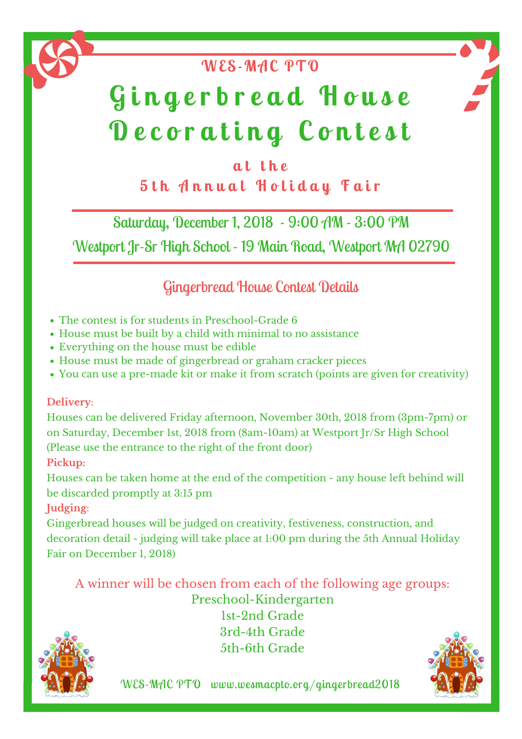WES-MAC PTO

# Gingerbread House Decorating Contest

## at the 5th Annual Holiday Fair

Saturday, December 1, 2018 - 9:00 AM - 3:00 PM

Westport Jr-Sr High School - 19 Main Road, Westport MA 02790

### Gingerbread House Contest Details

- The contest is for students in Preschool-Grade 6
- House must be built by a child with minimal to no assistance
- Everything on the house must be edible
- House must be made of gingerbread or graham cracker pieces
- You can use a pre-made kit or make it from scratch (points are given for creativity)

**Delivery**:
Houses can be delivered Friday afternoon, November 30th, 2018 from (3pm-7pm) or on Saturday, December 1st, 2018 from (8am-10am) at Westport Jr/Sr High School (Please use the entrance to the right of the front door)

**Pickup:**
Houses can be taken home at the end of the competition - any house left behind will be discarded promptly at 3:15 pm

**Judging**:
Gingerbread houses will be judged on creativity, festiveness, construction, and decoration detail - judging will take place at 1:00 pm during the 5th Annual Holiday Fair on December 1, 2018)

A winner will be chosen from each of the following age groups:

Preschool-Kindergarten
1st-2nd Grade
3rd-4th Grade
5th-6th Grade

WES-MAC PTO www.wesmacpto.org/gingerbread2018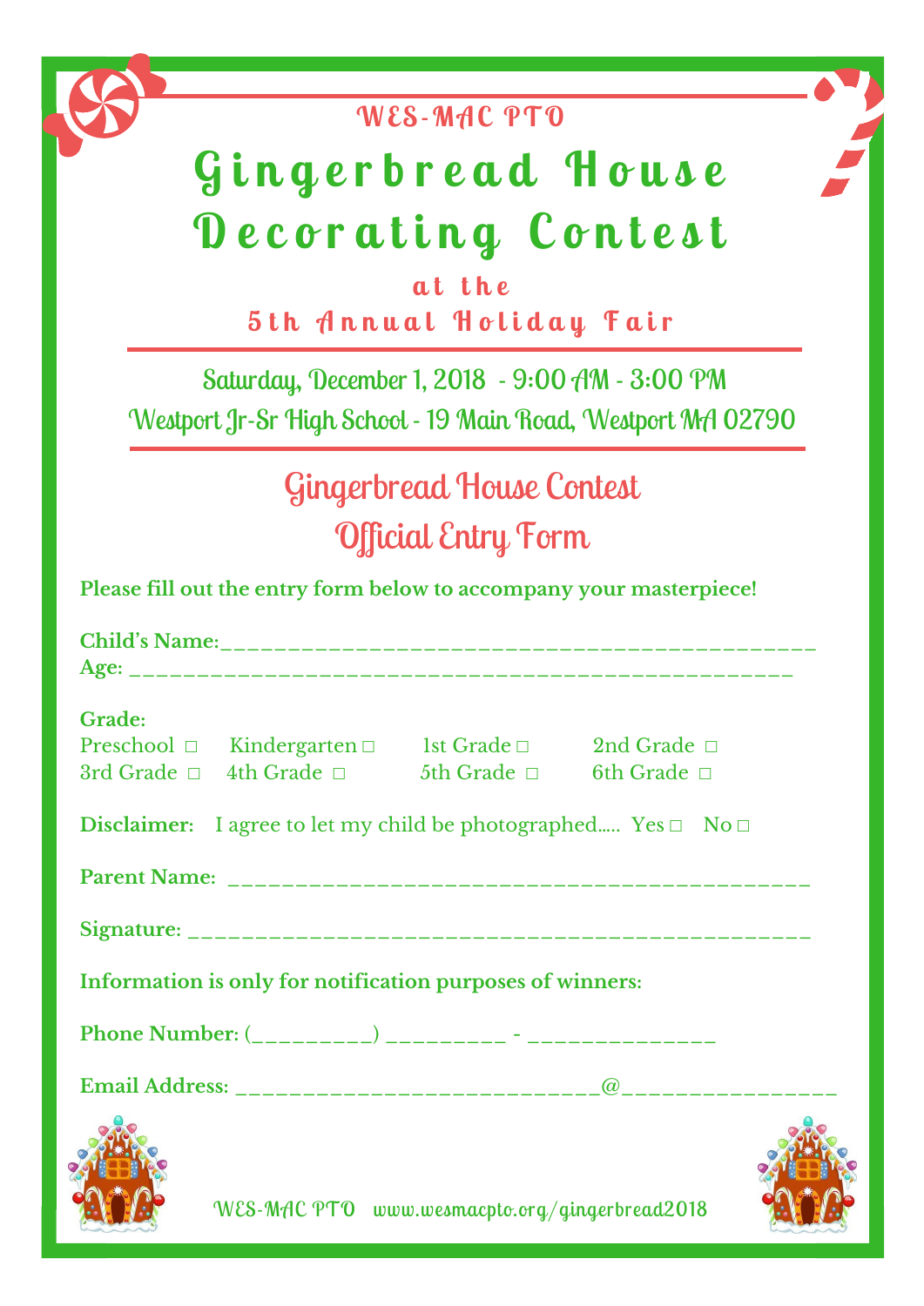WES-MAC PTO

# Gingerbread House Decorating Contest

at the

5th Annual Holiday Fair

Saturday, December 1, 2018 - 9:00 AM - 3:00 PM

Westport Jr-Sr High School - 19 Main Road, Westport MA 02790

## Gingerbread House Contest Official Entry Form

**Please fill out the entry form below to accompany your masterpiece!**

**Child's Name:**_____________________________________________

**Age:** _______________________________________________

**Grade:**

Preschool ☐ Kindergarten ☐ 1st Grade ☐ 2nd Grade ☐

3rd Grade ☐ 4th Grade ☐ 5th Grade ☐ 6th Grade ☐

**Disclaimer:** I agree to let my child be photographed..... Yes ☐ No ☐

**Parent Name:** ___________________________________________

**Signature:** ____________________________________________

**Information is only for notification purposes of winners:**

**Phone Number:** (_________) _________ - ______________

**Email Address:** ___________________________@_______________

WES-MAC PTO www.wesmacpto.org/gingerbread2018